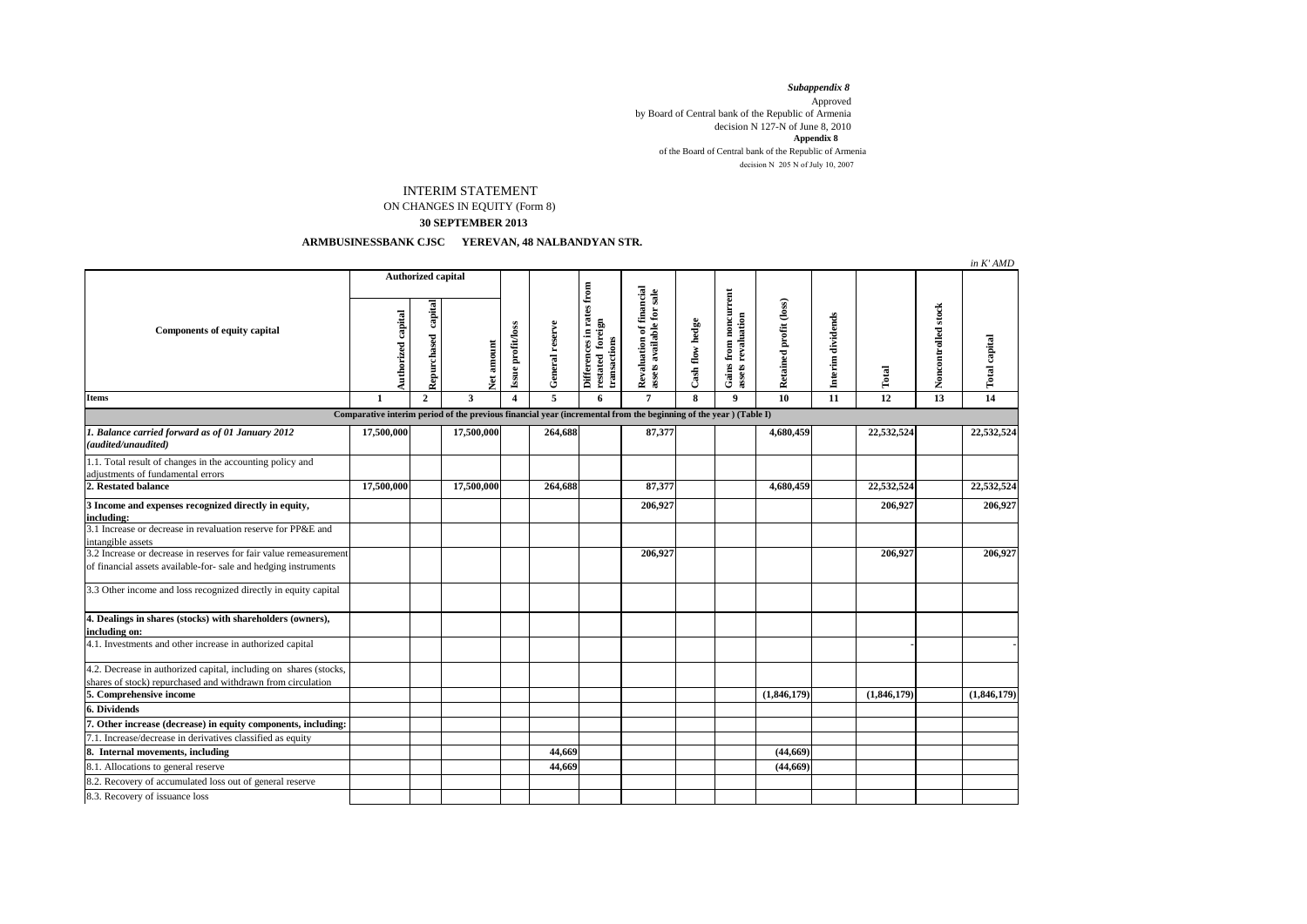*Subappendix 8*

Approved
by Board of Central bank of the Republic of Armenia
decision N 127-N of June 8, 2010

**Appendix 8**

of the Board of Central bank of the Republic of Armenia
decision N 205 N of July 10, 2007

# INTERIM STATEMENT

## ON CHANGES IN EQUITY (Form 8)

**30 SEPTEMBER 2013**

**ARMBUSINESSBANK CJSC YEREVAN, 48 NALBANDYAN STR.**

*in K' AMD*

| Components of equity capital | Authorized capital | | | | | | | | | | | | | |
|---|---|---|---|---|---|---|---|---|---|---|---|---|---|---|
| | Authorized capital | Repurchased capital | Net amount | Issue profit/loss | General reserve | Differences in rates from restated foreign transactions | Revaluation of financial assets available for sale | Cash flow hedge | Gains from noncurrent assets revaluation | Retained profit (loss) | Interim dividends | Total | Noncontrolled stock | Total capital |
| **Items** | **1** | **2** | **3** | **4** | **5** | **6** | **7** | **8** | **9** | **10** | **11** | **12** | **13** | **14** |
| **Comparative interim period of the previous financial year (incremental from the beginning of the year ) (Table I)** | | | | | | | | | | | | | | |
| ***1. Balance carried forward as of 01 January 2012 (audited/unaudited)*** | **17,500,000** | | **17,500,000** | | **264,688** | | **87,377** | | | **4,680,459** | | **22,532,524** | | **22,532,524** |
| 1.1. Total result of changes in the accounting policy and adjustments of fundamental errors | | | | | | | | | | | | | | |
| **2. Restated balance** | **17,500,000** | | **17,500,000** | | **264,688** | | **87,377** | | | **4,680,459** | | **22,532,524** | | **22,532,524** |
| **3 Income and expenses recognized directly in equity, including:** | | | | | | | **206,927** | | | | | **206,927** | | **206,927** |
| 3.1 Increase or decrease in revaluation reserve for PP&E and intangible assets | | | | | | | | | | | | | | |
| 3.2 Increase or decrease in reserves for fair value remeasurement of financial assets available-for- sale and hedging instruments | | | | | | | **206,927** | | | | | **206,927** | | **206,927** |
| 3.3 Other income and loss recognized directly in equity capital | | | | | | | | | | | | | | |
| **4. Dealings in shares (stocks) with shareholders (owners), including on:** | | | | | | | | | | | | | | |
| 4.1. Investments and other increase in authorized capital | | | | | | | | | | | | - | | - |
| 4.2. Decrease in authorized capital, including on shares (stocks, shares of stock) repurchased and withdrawn from circulation | | | | | | | | | | | | | | |
| **5. Comprehensive income** | | | | | | | | | | **(1,846,179)** | | **(1,846,179)** | | **(1,846,179)** |
| **6. Dividends** | | | | | | | | | | | | | | |
| **7. Other increase (decrease) in equity components, including:** | | | | | | | | | | | | | | |
| 7.1. Increase/decrease in derivatives classified as equity | | | | | | | | | | | | | | |
| **8. Internal movements, including** | | | | | **44,669** | | | | | **(44,669)** | | | | |
| 8.1. Allocations to general reserve | | | | | **44,669** | | | | | **(44,669)** | | | | |
| 8.2. Recovery of accumulated loss out of general reserve | | | | | | | | | | | | | | |
| 8.3. Recovery of issuance loss | | | | | | | | | | | | | | |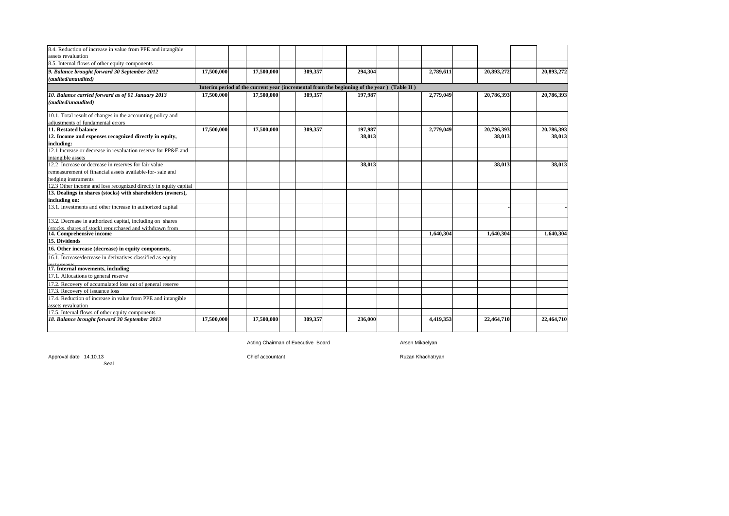| | | | | | | | | | | | | | | |
|---|---|---|---|---|---|---|---|---|---|---|---|---|---|---|
| 8.4. Reduction of increase in value from PPE and intangible assets revaluation | | | | | | | | | | | | | | |
| 8.5. Internal flows of other equity components | | | | | | | | | | | | | | |
| ***9. Balance brought forward 30 September 2012 (audited/anaudited)*** | **17,500,000** | | **17,500,000** | | **309,357** | | **294,304** | | | **2,789,611** | | **20,893,272** | | **20,893,272** |
| | **Interim period of the current year (incremental from the beginning of the year ) (Table II )** | | | | | | | | | | | | | |
| ***10. Balance carried forward as of 01 January 2013 (audited/unaudited)*** | **17,500,000** | | **17,500,000** | | **309,357** | | **197,987** | | | **2,779,049** | | **20,786,393** | | **20,786,393** |
| 10.1. Total result of changes in the accounting policy and adjustments of fundamental errors | | | | | | | | | | | | | | |
| **11. Restated balance** | **17,500,000** | | **17,500,000** | | **309,357** | | **197,987** | | | **2,779,049** | | **20,786,393** | | **20,786,393** |
| **12. Income and expenses recognized directly in equity, including:** | | | | | | | **38,013** | | | | | **38,013** | | **38,013** |
| 12.1 Increase or decrease in revaluation reserve for PP&E and intangible assets | | | | | | | | | | | | | | |
| 12.2 Increase or decrease in reserves for fair value remeasurement of financial assets available-for- sale and hedging instruments | | | | | | | **38,013** | | | | | **38,013** | | **38,013** |
| 12.3 Other income and loss recognized directly in equity capital | | | | | | | | | | | | | | |
| **13. Dealings in shares (stocks) with shareholders (owners), including on:** | | | | | | | | | | | | | | |
| 13.1. Investments and other increase in authorized capital | | | | | | | | | | | | - | | - |
| 13.2. Decrease in authorized capital, including on shares (stocks, shares of stock) repurchased and withdrawn from | | | | | | | | | | | | | | |
| **14. Comprehensive income** | | | | | | | | | | **1,640,304** | | **1,640,304** | | **1,640,304** |
| **15. Dividends** | | | | | | | | | | | | | | |
| **16. Other increase (decrease) in equity components,** | | | | | | | | | | | | | | |
| 16.1. Increase/decrease in derivatives classified as equity instruments | | | | | | | | | | | | | | |
| **17. Internal movements, including** | | | | | | | | | | | | | | |
| 17.1. Allocations to general reserve | | | | | | | | | | | | | | |
| 17.2. Recovery of accumulated loss out of general reserve | | | | | | | | | | | | | | |
| 17.3. Recovery of issuance loss | | | | | | | | | | | | | | |
| 17.4. Reduction of increase in value from PPE and intangible assets revaluation | | | | | | | | | | | | | | |
| 17.5. Internal flows of other equity components | | | | | | | | | | | | | | |
| ***18. Balance brought forward 30 September 2013*** | **17,500,000** | | **17,500,000** | | **309,357** | | **236,000** | | | **4,419,353** | | **22,464,710** | | **22,464,710** |

Acting Chairman of Executive Board — Arsen Mikaelyan

Approval date 14.10.13

Chief accountant — Ruzan Khachatryan

Seal